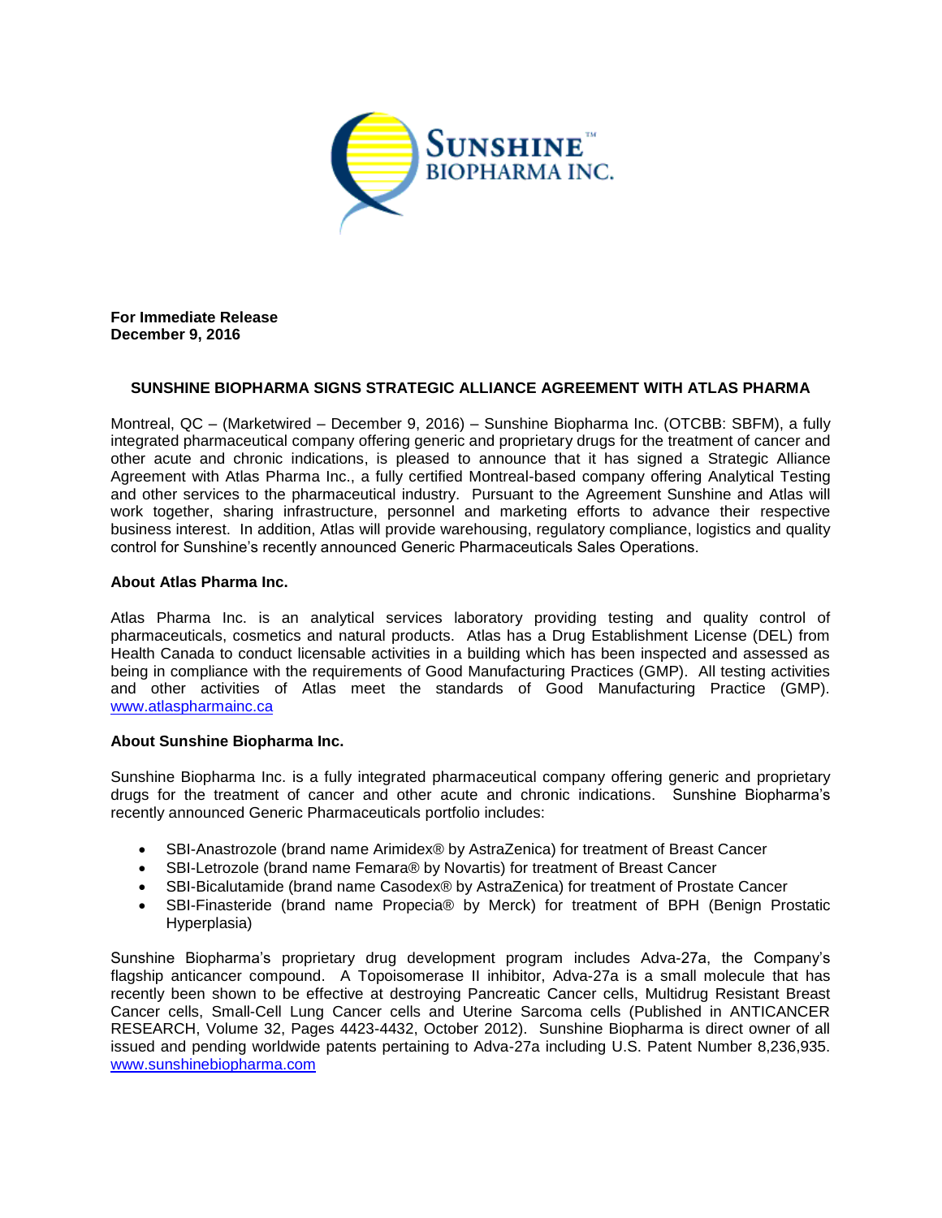**For Immediate Release**
**December 9, 2016**

# SUNSHINE BIOPHARMA SIGNS STRATEGIC ALLIANCE AGREEMENT WITH ATLAS PHARMA

Montreal, QC – (Marketwired – December 9, 2016) – Sunshine Biopharma Inc. (OTCBB: SBFM), a fully integrated pharmaceutical company offering generic and proprietary drugs for the treatment of cancer and other acute and chronic indications, is pleased to announce that it has signed a Strategic Alliance Agreement with Atlas Pharma Inc., a fully certified Montreal-based company offering Analytical Testing and other services to the pharmaceutical industry. Pursuant to the Agreement Sunshine and Atlas will work together, sharing infrastructure, personnel and marketing efforts to advance their respective business interest. In addition, Atlas will provide warehousing, regulatory compliance, logistics and quality control for Sunshine's recently announced Generic Pharmaceuticals Sales Operations.

## About Atlas Pharma Inc.

Atlas Pharma Inc. is an analytical services laboratory providing testing and quality control of pharmaceuticals, cosmetics and natural products. Atlas has a Drug Establishment License (DEL) from Health Canada to conduct licensable activities in a building which has been inspected and assessed as being in compliance with the requirements of Good Manufacturing Practices (GMP). All testing activities and other activities of Atlas meet the standards of Good Manufacturing Practice (GMP). www.atlaspharmainc.ca

## About Sunshine Biopharma Inc.

Sunshine Biopharma Inc. is a fully integrated pharmaceutical company offering generic and proprietary drugs for the treatment of cancer and other acute and chronic indications. Sunshine Biopharma's recently announced Generic Pharmaceuticals portfolio includes:

- SBI-Anastrozole (brand name Arimidex® by AstraZenica) for treatment of Breast Cancer
- SBI-Letrozole (brand name Femara® by Novartis) for treatment of Breast Cancer
- SBI-Bicalutamide (brand name Casodex® by AstraZenica) for treatment of Prostate Cancer
- SBI-Finasteride (brand name Propecia® by Merck) for treatment of BPH (Benign Prostatic Hyperplasia)

Sunshine Biopharma's proprietary drug development program includes Adva-27a, the Company's flagship anticancer compound. A Topoisomerase II inhibitor, Adva-27a is a small molecule that has recently been shown to be effective at destroying Pancreatic Cancer cells, Multidrug Resistant Breast Cancer cells, Small-Cell Lung Cancer cells and Uterine Sarcoma cells (Published in ANTICANCER RESEARCH, Volume 32, Pages 4423-4432, October 2012). Sunshine Biopharma is direct owner of all issued and pending worldwide patents pertaining to Adva-27a including U.S. Patent Number 8,236,935. www.sunshinebiopharma.com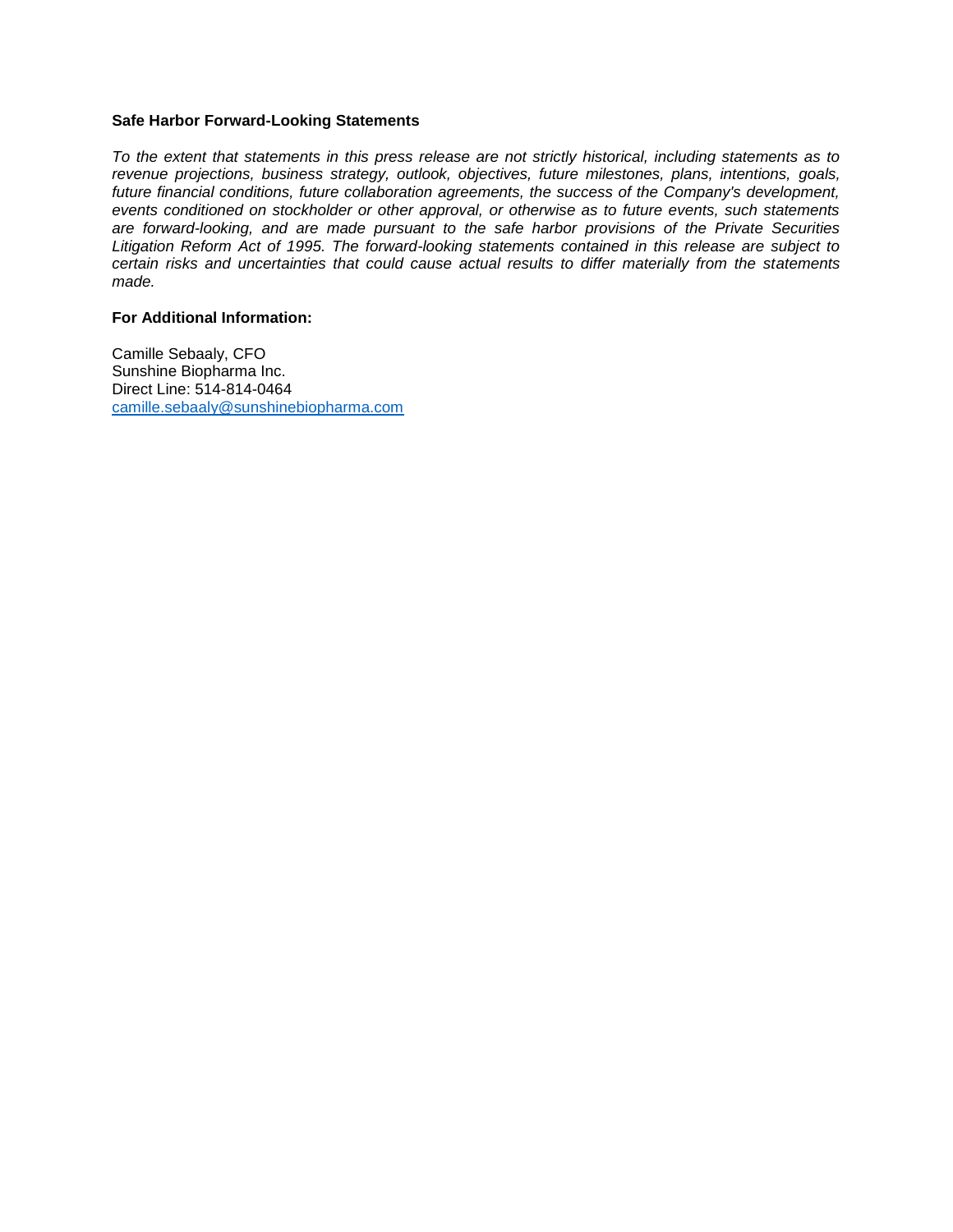**Safe Harbor Forward-Looking Statements**

*To the extent that statements in this press release are not strictly historical, including statements as to revenue projections, business strategy, outlook, objectives, future milestones, plans, intentions, goals, future financial conditions, future collaboration agreements, the success of the Company's development, events conditioned on stockholder or other approval, or otherwise as to future events, such statements are forward-looking, and are made pursuant to the safe harbor provisions of the Private Securities Litigation Reform Act of 1995. The forward-looking statements contained in this release are subject to certain risks and uncertainties that could cause actual results to differ materially from the statements made.*

**For Additional Information:**

Camille Sebaaly, CFO
Sunshine Biopharma Inc.
Direct Line: 514-814-0464
camille.sebaaly@sunshinebiopharma.com